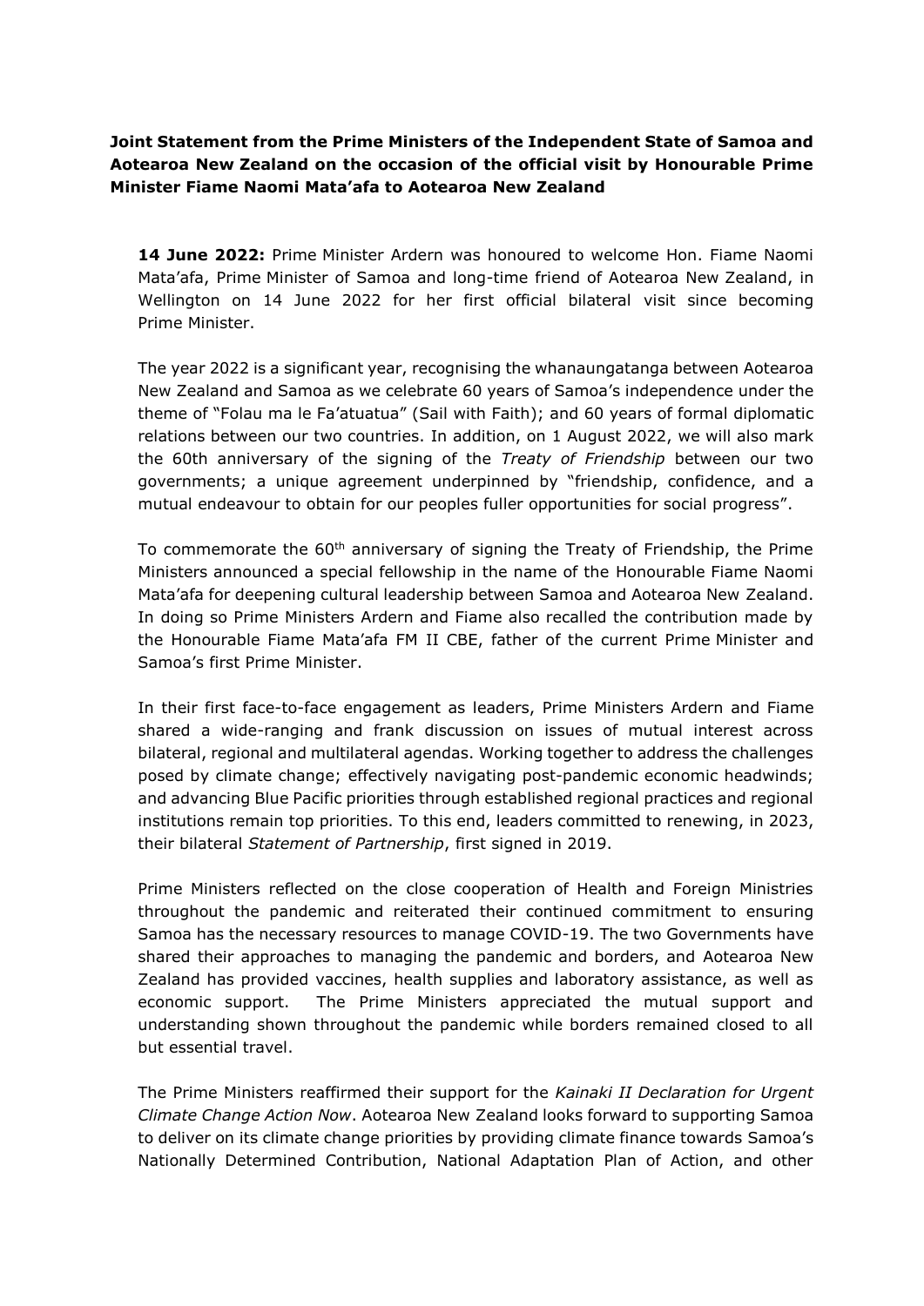**Joint Statement from the Prime Ministers of the Independent State of Samoa and Aotearoa New Zealand on the occasion of the official visit by Honourable Prime Minister Fiame Naomi Mata'afa to Aotearoa New Zealand**

**14 June 2022:** Prime Minister Ardern was honoured to welcome Hon. Fiame Naomi Mata'afa, Prime Minister of Samoa and long-time friend of Aotearoa New Zealand, in Wellington on 14 June 2022 for her first official bilateral visit since becoming Prime Minister.

The year 2022 is a significant year, recognising the whanaungatanga between Aotearoa New Zealand and Samoa as we celebrate 60 years of Samoa's independence under the theme of "Folau ma le Fa'atuatua" (Sail with Faith); and 60 years of formal diplomatic relations between our two countries. In addition, on 1 August 2022, we will also mark the 60th anniversary of the signing of the *Treaty of Friendship* between our two governments; a unique agreement underpinned by "friendship, confidence, and a mutual endeavour to obtain for our peoples fuller opportunities for social progress".

To commemorate the 60th anniversary of signing the Treaty of Friendship, the Prime Ministers announced a special fellowship in the name of the Honourable Fiame Naomi Mata'afa for deepening cultural leadership between Samoa and Aotearoa New Zealand. In doing so Prime Ministers Ardern and Fiame also recalled the contribution made by the Honourable Fiame Mata'afa FM II CBE, father of the current Prime Minister and Samoa's first Prime Minister.

In their first face-to-face engagement as leaders, Prime Ministers Ardern and Fiame shared a wide-ranging and frank discussion on issues of mutual interest across bilateral, regional and multilateral agendas. Working together to address the challenges posed by climate change; effectively navigating post-pandemic economic headwinds; and advancing Blue Pacific priorities through established regional practices and regional institutions remain top priorities. To this end, leaders committed to renewing, in 2023, their bilateral *Statement of Partnership*, first signed in 2019.

Prime Ministers reflected on the close cooperation of Health and Foreign Ministries throughout the pandemic and reiterated their continued commitment to ensuring Samoa has the necessary resources to manage COVID-19. The two Governments have shared their approaches to managing the pandemic and borders, and Aotearoa New Zealand has provided vaccines, health supplies and laboratory assistance, as well as economic support. The Prime Ministers appreciated the mutual support and understanding shown throughout the pandemic while borders remained closed to all but essential travel.

The Prime Ministers reaffirmed their support for the *Kainaki II Declaration for Urgent Climate Change Action Now*. Aotearoa New Zealand looks forward to supporting Samoa to deliver on its climate change priorities by providing climate finance towards Samoa's Nationally Determined Contribution, National Adaptation Plan of Action, and other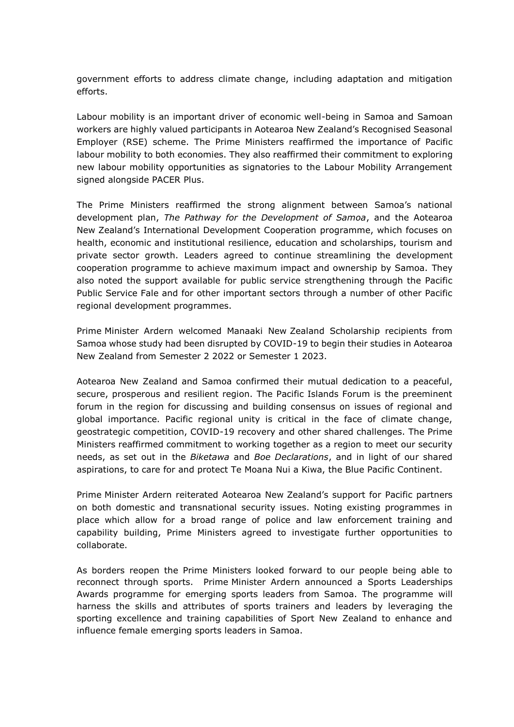government efforts to address climate change, including adaptation and mitigation efforts.

Labour mobility is an important driver of economic well-being in Samoa and Samoan workers are highly valued participants in Aotearoa New Zealand's Recognised Seasonal Employer (RSE) scheme. The Prime Ministers reaffirmed the importance of Pacific labour mobility to both economies. They also reaffirmed their commitment to exploring new labour mobility opportunities as signatories to the Labour Mobility Arrangement signed alongside PACER Plus.

The Prime Ministers reaffirmed the strong alignment between Samoa's national development plan, *The Pathway for the Development of Samoa*, and the Aotearoa New Zealand's International Development Cooperation programme, which focuses on health, economic and institutional resilience, education and scholarships, tourism and private sector growth. Leaders agreed to continue streamlining the development cooperation programme to achieve maximum impact and ownership by Samoa. They also noted the support available for public service strengthening through the Pacific Public Service Fale and for other important sectors through a number of other Pacific regional development programmes.

Prime Minister Ardern welcomed Manaaki New Zealand Scholarship recipients from Samoa whose study had been disrupted by COVID-19 to begin their studies in Aotearoa New Zealand from Semester 2 2022 or Semester 1 2023.

Aotearoa New Zealand and Samoa confirmed their mutual dedication to a peaceful, secure, prosperous and resilient region. The Pacific Islands Forum is the preeminent forum in the region for discussing and building consensus on issues of regional and global importance. Pacific regional unity is critical in the face of climate change, geostrategic competition, COVID-19 recovery and other shared challenges. The Prime Ministers reaffirmed commitment to working together as a region to meet our security needs, as set out in the *Biketawa* and *Boe Declarations*, and in light of our shared aspirations, to care for and protect Te Moana Nui a Kiwa, the Blue Pacific Continent.

Prime Minister Ardern reiterated Aotearoa New Zealand's support for Pacific partners on both domestic and transnational security issues. Noting existing programmes in place which allow for a broad range of police and law enforcement training and capability building, Prime Ministers agreed to investigate further opportunities to collaborate.

As borders reopen the Prime Ministers looked forward to our people being able to reconnect through sports. Prime Minister Ardern announced a Sports Leaderships Awards programme for emerging sports leaders from Samoa. The programme will harness the skills and attributes of sports trainers and leaders by leveraging the sporting excellence and training capabilities of Sport New Zealand to enhance and influence female emerging sports leaders in Samoa.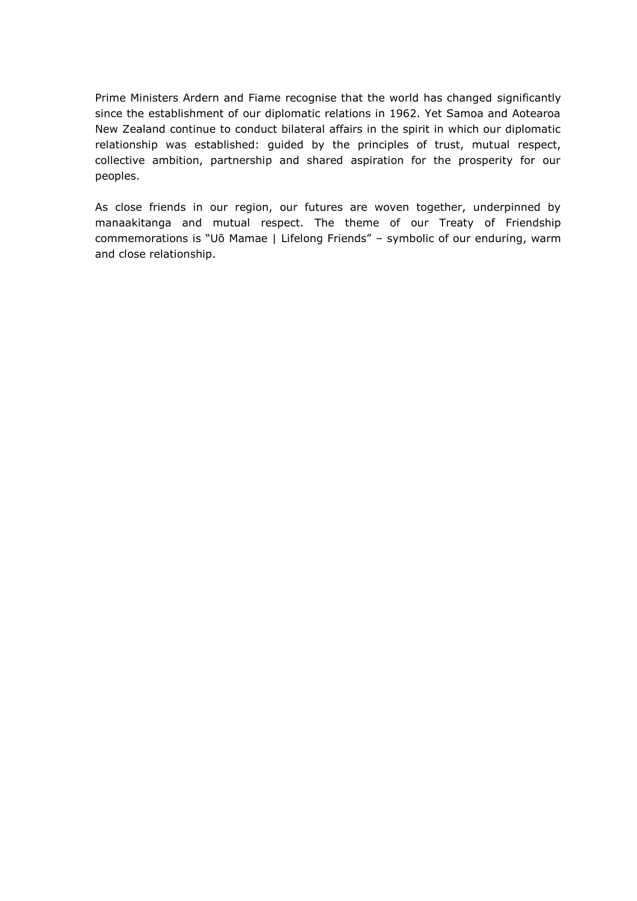Prime Ministers Ardern and Fiame recognise that the world has changed significantly since the establishment of our diplomatic relations in 1962. Yet Samoa and Aotearoa New Zealand continue to conduct bilateral affairs in the spirit in which our diplomatic relationship was established: guided by the principles of trust, mutual respect, collective ambition, partnership and shared aspiration for the prosperity for our peoples.

As close friends in our region, our futures are woven together, underpinned by manaakitanga and mutual respect. The theme of our Treaty of Friendship commemorations is "Uō Mamae | Lifelong Friends" – symbolic of our enduring, warm and close relationship.